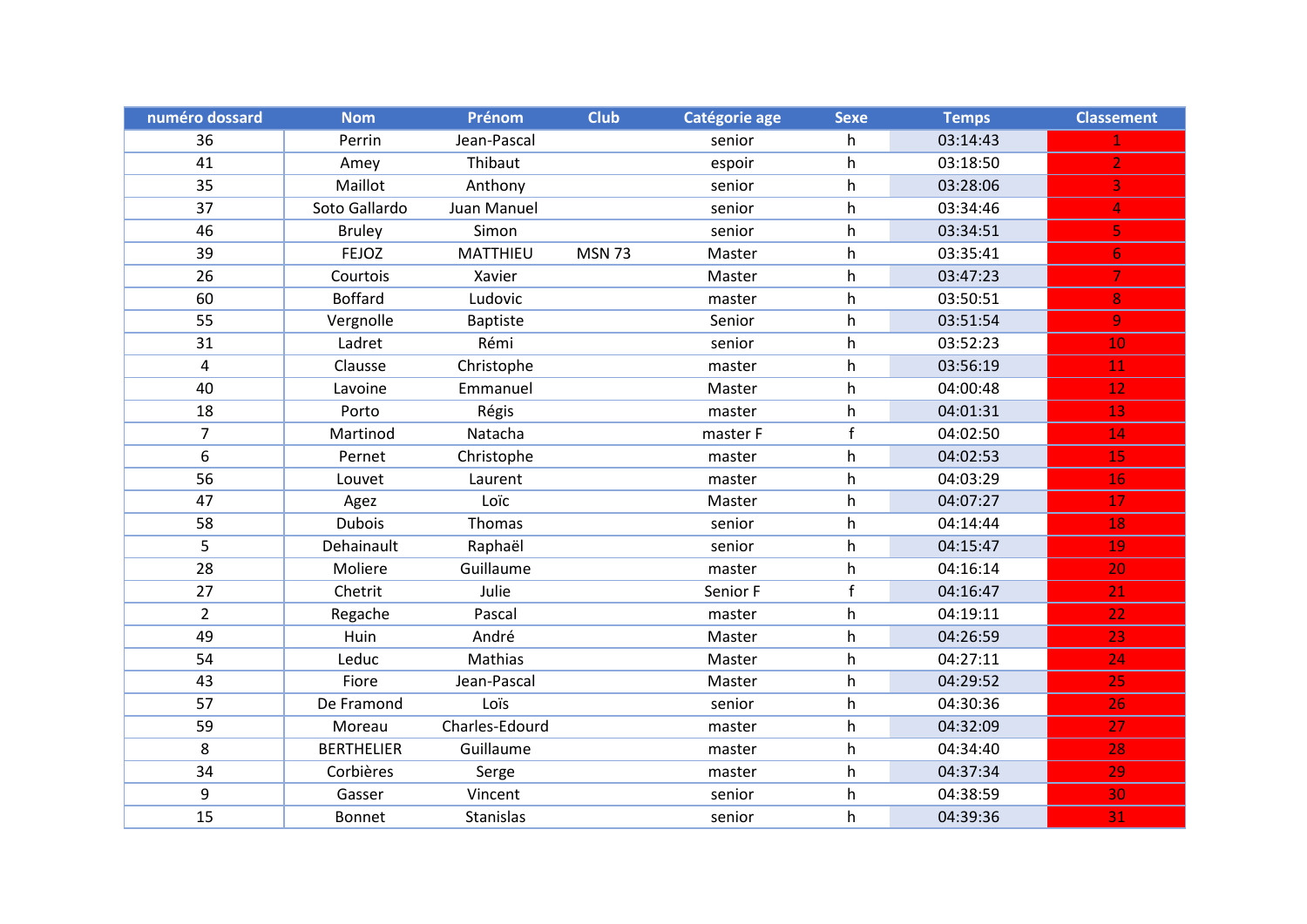| numéro dossard | Nom | Prénom | Club | Catégorie age | Sexe | Temps | Classement |
|---|---|---|---|---|---|---|---|
| 36 | Perrin | Jean-Pascal | | senior | h | 03:14:43 | 1 |
| 41 | Amey | Thibaut | | espoir | h | 03:18:50 | 2 |
| 35 | Maillot | Anthony | | senior | h | 03:28:06 | 3 |
| 37 | Soto Gallardo | Juan Manuel | | senior | h | 03:34:46 | 4 |
| 46 | Bruley | Simon | | senior | h | 03:34:51 | 5 |
| 39 | FEJOZ | MATTHIEU | MSN 73 | Master | h | 03:35:41 | 6 |
| 26 | Courtois | Xavier | | Master | h | 03:47:23 | 7 |
| 60 | Boffard | Ludovic | | master | h | 03:50:51 | 8 |
| 55 | Vergnolle | Baptiste | | Senior | h | 03:51:54 | 9 |
| 31 | Ladret | Rémi | | senior | h | 03:52:23 | 10 |
| 4 | Clausse | Christophe | | master | h | 03:56:19 | 11 |
| 40 | Lavoine | Emmanuel | | Master | h | 04:00:48 | 12 |
| 18 | Porto | Régis | | master | h | 04:01:31 | 13 |
| 7 | Martinod | Natacha | | master F | f | 04:02:50 | 14 |
| 6 | Pernet | Christophe | | master | h | 04:02:53 | 15 |
| 56 | Louvet | Laurent | | master | h | 04:03:29 | 16 |
| 47 | Agez | Loïc | | Master | h | 04:07:27 | 17 |
| 58 | Dubois | Thomas | | senior | h | 04:14:44 | 18 |
| 5 | Dehainault | Raphaël | | senior | h | 04:15:47 | 19 |
| 28 | Moliere | Guillaume | | master | h | 04:16:14 | 20 |
| 27 | Chetrit | Julie | | Senior F | f | 04:16:47 | 21 |
| 2 | Regache | Pascal | | master | h | 04:19:11 | 22 |
| 49 | Huin | André | | Master | h | 04:26:59 | 23 |
| 54 | Leduc | Mathias | | Master | h | 04:27:11 | 24 |
| 43 | Fiore | Jean-Pascal | | Master | h | 04:29:52 | 25 |
| 57 | De Framond | Loïs | | senior | h | 04:30:36 | 26 |
| 59 | Moreau | Charles-Edourd | | master | h | 04:32:09 | 27 |
| 8 | BERTHELIER | Guillaume | | master | h | 04:34:40 | 28 |
| 34 | Corbières | Serge | | master | h | 04:37:34 | 29 |
| 9 | Gasser | Vincent | | senior | h | 04:38:59 | 30 |
| 15 | Bonnet | Stanislas | | senior | h | 04:39:36 | 31 |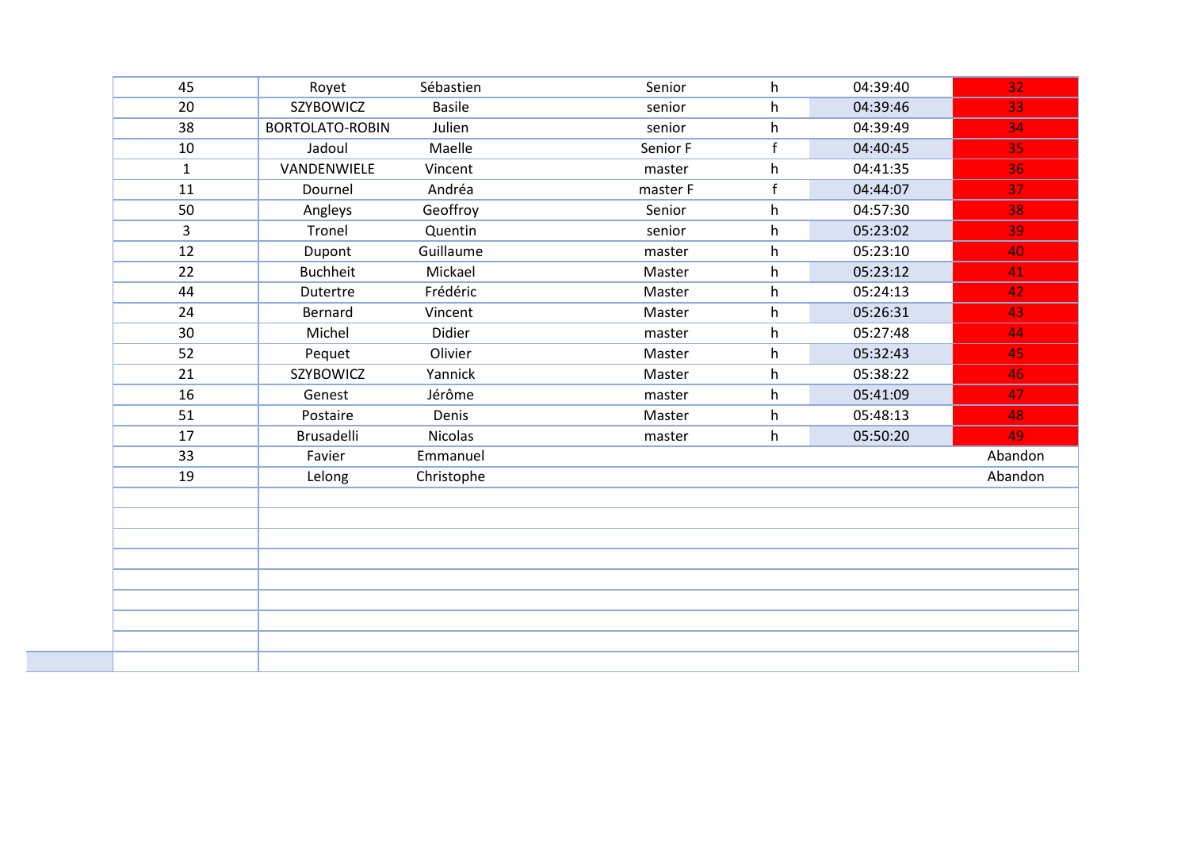| | | | | | | |
|---|---|---|---|---|---|---|
| 45 | Royet | Sébastien | Senior | h | 04:39:40 | 32 |
| 20 | SZYBOWICZ | Basile | senior | h | 04:39:46 | 33 |
| 38 | BORTOLATO-ROBIN | Julien | senior | h | 04:39:49 | 34 |
| 10 | Jadoul | Maelle | Senior F | f | 04:40:45 | 35 |
| 1 | VANDENWIELE | Vincent | master | h | 04:41:35 | 36 |
| 11 | Dournel | Andréa | master F | f | 04:44:07 | 37 |
| 50 | Angleys | Geoffroy | Senior | h | 04:57:30 | 38 |
| 3 | Tronel | Quentin | senior | h | 05:23:02 | 39 |
| 12 | Dupont | Guillaume | master | h | 05:23:10 | 40 |
| 22 | Buchheit | Mickael | Master | h | 05:23:12 | 41 |
| 44 | Dutertre | Frédéric | Master | h | 05:24:13 | 42 |
| 24 | Bernard | Vincent | Master | h | 05:26:31 | 43 |
| 30 | Michel | Didier | master | h | 05:27:48 | 44 |
| 52 | Pequet | Olivier | Master | h | 05:32:43 | 45 |
| 21 | SZYBOWICZ | Yannick | Master | h | 05:38:22 | 46 |
| 16 | Genest | Jérôme | master | h | 05:41:09 | 47 |
| 51 | Postaire | Denis | Master | h | 05:48:13 | 48 |
| 17 | Brusadelli | Nicolas | master | h | 05:50:20 | 49 |
| 33 | Favier | Emmanuel | | | | Abandon |
| 19 | Lelong | Christophe | | | | Abandon |